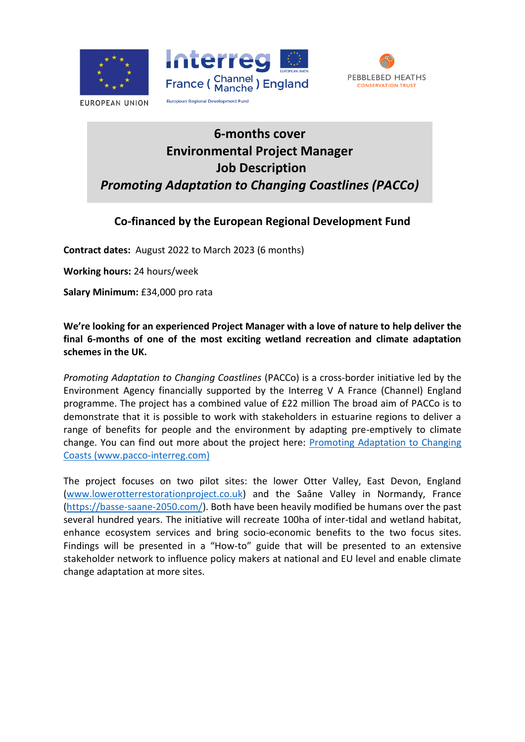EUROPEAN UNION

Interreg France (Channel Manche) England

European Regional Development Fund

PEBBLEBED HEATHS CONSERVATION TRUST

# 6-months cover
# Environmental Project Manager
# Job Description
# *Promoting Adaptation to Changing Coastlines (PACCo)*

## Co-financed by the European Regional Development Fund

**Contract dates:** August 2022 to March 2023 (6 months)

**Working hours:** 24 hours/week

**Salary Minimum:** £34,000 pro rata

**We're looking for an experienced Project Manager with a love of nature to help deliver the final 6-months of one of the most exciting wetland recreation and climate adaptation schemes in the UK.**

*Promoting Adaptation to Changing Coastlines* (PACCo) is a cross-border initiative led by the Environment Agency financially supported by the Interreg V A France (Channel) England programme. The project has a combined value of £22 million The broad aim of PACCo is to demonstrate that it is possible to work with stakeholders in estuarine regions to deliver a range of benefits for people and the environment by adapting pre-emptively to climate change. You can find out more about the project here: [Promoting Adaptation to Changing Coasts (www.pacco-interreg.com)](www.pacco-interreg.com)

The project focuses on two pilot sites: the lower Otter Valley, East Devon, England ([www.lowerotterrestorationproject.co.uk](www.lowerotterrestorationproject.co.uk)) and the Saâne Valley in Normandy, France ([https://basse-saane-2050.com/](https://basse-saane-2050.com/)). Both have been heavily modified be humans over the past several hundred years. The initiative will recreate 100ha of inter-tidal and wetland habitat, enhance ecosystem services and bring socio-economic benefits to the two focus sites. Findings will be presented in a "How-to" guide that will be presented to an extensive stakeholder network to influence policy makers at national and EU level and enable climate change adaptation at more sites.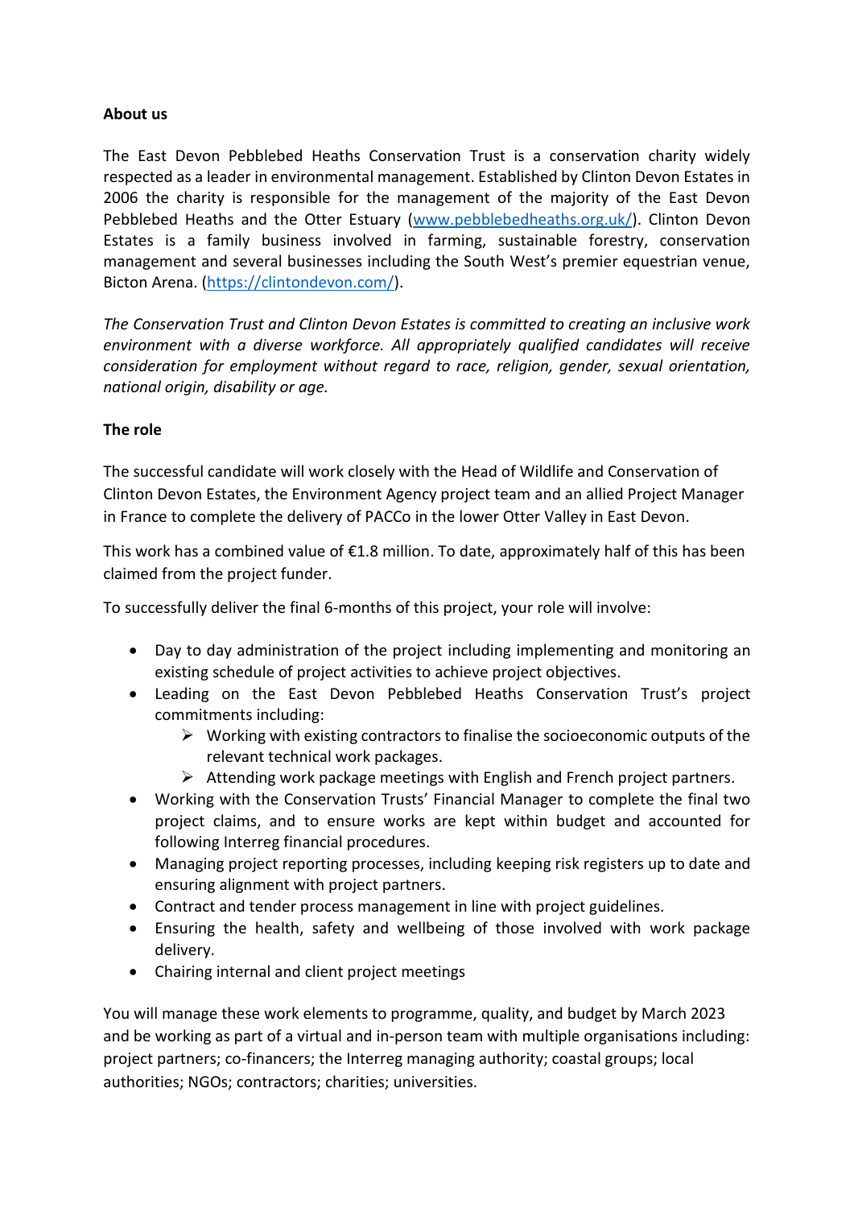**About us**

The East Devon Pebblebed Heaths Conservation Trust is a conservation charity widely respected as a leader in environmental management. Established by Clinton Devon Estates in 2006 the charity is responsible for the management of the majority of the East Devon Pebblebed Heaths and the Otter Estuary ([www.pebblebedheaths.org.uk/](www.pebblebedheaths.org.uk/)). Clinton Devon Estates is a family business involved in farming, sustainable forestry, conservation management and several businesses including the South West's premier equestrian venue, Bicton Arena. ([https://clintondevon.com/](https://clintondevon.com/)).

*The Conservation Trust and Clinton Devon Estates is committed to creating an inclusive work environment with a diverse workforce. All appropriately qualified candidates will receive consideration for employment without regard to race, religion, gender, sexual orientation, national origin, disability or age.*

**The role**

The successful candidate will work closely with the Head of Wildlife and Conservation of Clinton Devon Estates, the Environment Agency project team and an allied Project Manager in France to complete the delivery of PACCo in the lower Otter Valley in East Devon.

This work has a combined value of €1.8 million. To date, approximately half of this has been claimed from the project funder.

To successfully deliver the final 6-months of this project, your role will involve:

- Day to day administration of the project including implementing and monitoring an existing schedule of project activities to achieve project objectives.
- Leading on the East Devon Pebblebed Heaths Conservation Trust's project commitments including:
  - Working with existing contractors to finalise the socioeconomic outputs of the relevant technical work packages.
  - Attending work package meetings with English and French project partners.
- Working with the Conservation Trusts' Financial Manager to complete the final two project claims, and to ensure works are kept within budget and accounted for following Interreg financial procedures.
- Managing project reporting processes, including keeping risk registers up to date and ensuring alignment with project partners.
- Contract and tender process management in line with project guidelines.
- Ensuring the health, safety and wellbeing of those involved with work package delivery.
- Chairing internal and client project meetings

You will manage these work elements to programme, quality, and budget by March 2023 and be working as part of a virtual and in-person team with multiple organisations including: project partners; co-financers; the Interreg managing authority; coastal groups; local authorities; NGOs; contractors; charities; universities.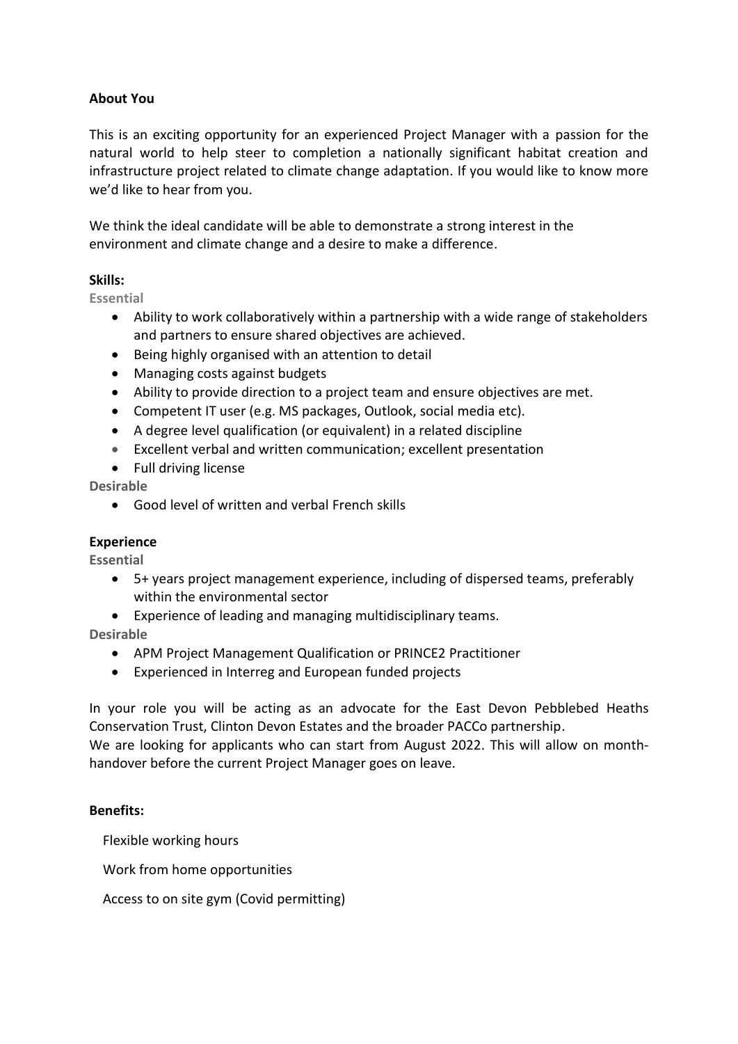**About You**

This is an exciting opportunity for an experienced Project Manager with a passion for the natural world to help steer to completion a nationally significant habitat creation and infrastructure project related to climate change adaptation. If you would like to know more we'd like to hear from you.

We think the ideal candidate will be able to demonstrate a strong interest in the environment and climate change and a desire to make a difference.

**Skills:**

**Essential**

- Ability to work collaboratively within a partnership with a wide range of stakeholders and partners to ensure shared objectives are achieved.
- Being highly organised with an attention to detail
- Managing costs against budgets
- Ability to provide direction to a project team and ensure objectives are met.
- Competent IT user (e.g. MS packages, Outlook, social media etc).
- A degree level qualification (or equivalent) in a related discipline
- Excellent verbal and written communication; excellent presentation
- Full driving license

**Desirable**

- Good level of written and verbal French skills

**Experience**

**Essential**

- 5+ years project management experience, including of dispersed teams, preferably within the environmental sector
- Experience of leading and managing multidisciplinary teams.

**Desirable**

- APM Project Management Qualification or PRINCE2 Practitioner
- Experienced in Interreg and European funded projects

In your role you will be acting as an advocate for the East Devon Pebblebed Heaths Conservation Trust, Clinton Devon Estates and the broader PACCo partnership.
We are looking for applicants who can start from August 2022. This will allow on month-handover before the current Project Manager goes on leave.

**Benefits:**

Flexible working hours

Work from home opportunities

Access to on site gym (Covid permitting)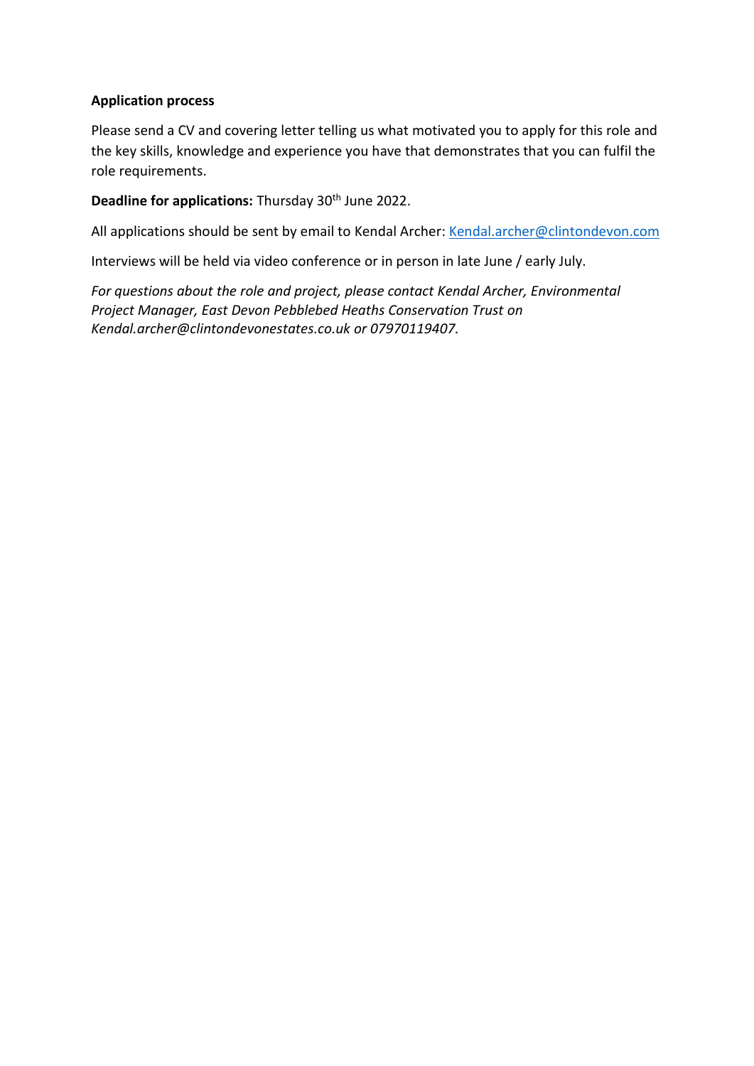**Application process**

Please send a CV and covering letter telling us what motivated you to apply for this role and the key skills, knowledge and experience you have that demonstrates that you can fulfil the role requirements.

**Deadline for applications:** Thursday 30th June 2022.

All applications should be sent by email to Kendal Archer: [Kendal.archer@clintondevon.com](mailto:Kendal.archer@clintondevon.com)

Interviews will be held via video conference or in person in late June / early July.

*For questions about the role and project, please contact Kendal Archer, Environmental Project Manager, East Devon Pebblebed Heaths Conservation Trust on Kendal.archer@clintondevonestates.co.uk or 07970119407.*